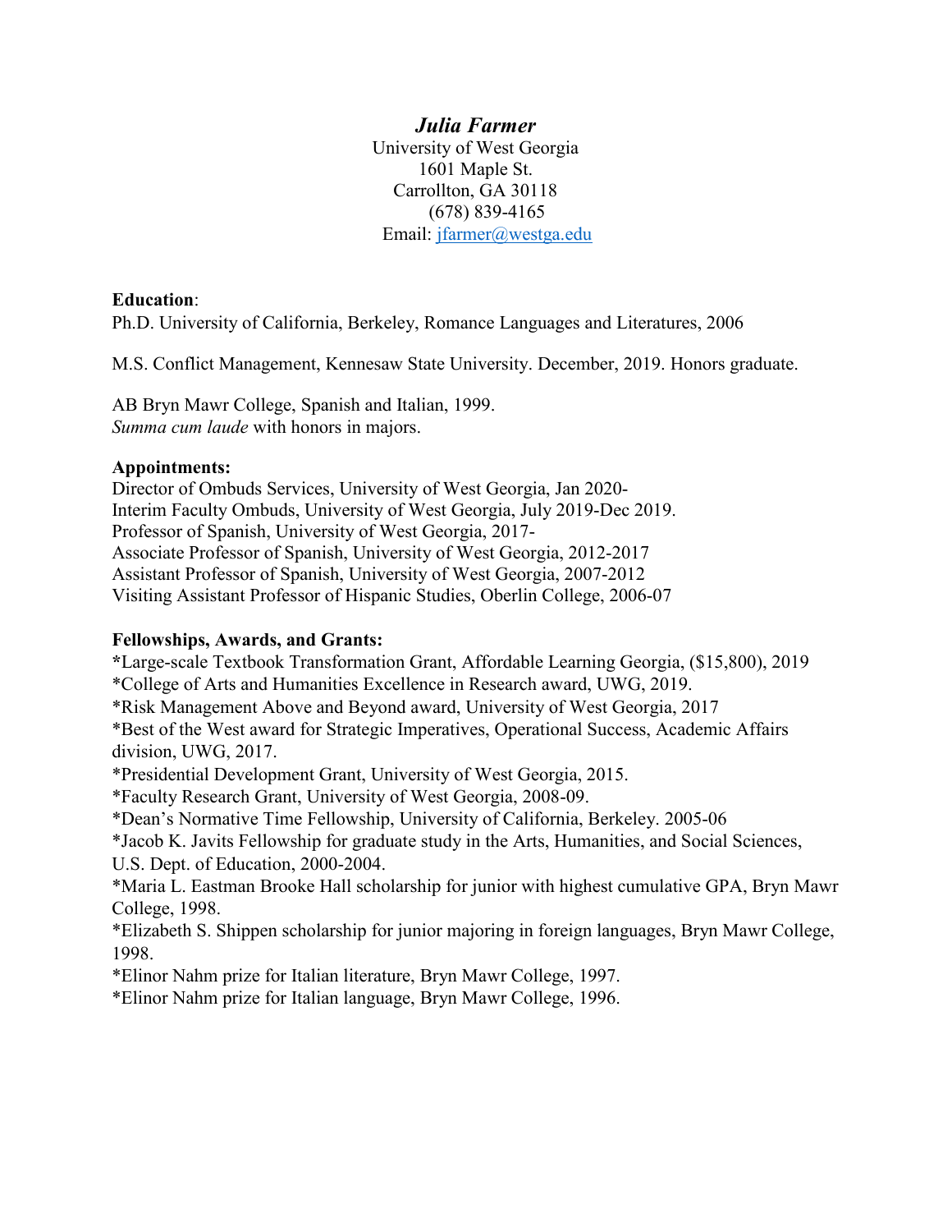# *Julia Farmer*

University of West Georgia
1601 Maple St.
Carrollton, GA 30118
(678) 839-4165
Email: jfarmer@westga.edu

**Education**:

Ph.D. University of California, Berkeley, Romance Languages and Literatures, 2006

M.S. Conflict Management, Kennesaw State University. December, 2019. Honors graduate.

AB Bryn Mawr College, Spanish and Italian, 1999.
*Summa cum laude* with honors in majors.

**Appointments:**

Director of Ombuds Services, University of West Georgia, Jan 2020-
Interim Faculty Ombuds, University of West Georgia, July 2019-Dec 2019.
Professor of Spanish, University of West Georgia, 2017-
Associate Professor of Spanish, University of West Georgia, 2012-2017
Assistant Professor of Spanish, University of West Georgia, 2007-2012
Visiting Assistant Professor of Hispanic Studies, Oberlin College, 2006-07

**Fellowships, Awards, and Grants:**

*Large-scale Textbook Transformation Grant, Affordable Learning Georgia, ($15,800), 2019
*College of Arts and Humanities Excellence in Research award, UWG, 2019.
*Risk Management Above and Beyond award, University of West Georgia, 2017
*Best of the West award for Strategic Imperatives, Operational Success, Academic Affairs division, UWG, 2017.
*Presidential Development Grant, University of West Georgia, 2015.
*Faculty Research Grant, University of West Georgia, 2008-09.
*Dean's Normative Time Fellowship, University of California, Berkeley. 2005-06
*Jacob K. Javits Fellowship for graduate study in the Arts, Humanities, and Social Sciences, U.S. Dept. of Education, 2000-2004.
*Maria L. Eastman Brooke Hall scholarship for junior with highest cumulative GPA, Bryn Mawr College, 1998.
*Elizabeth S. Shippen scholarship for junior majoring in foreign languages, Bryn Mawr College, 1998.
*Elinor Nahm prize for Italian literature, Bryn Mawr College, 1997.
*Elinor Nahm prize for Italian language, Bryn Mawr College, 1996.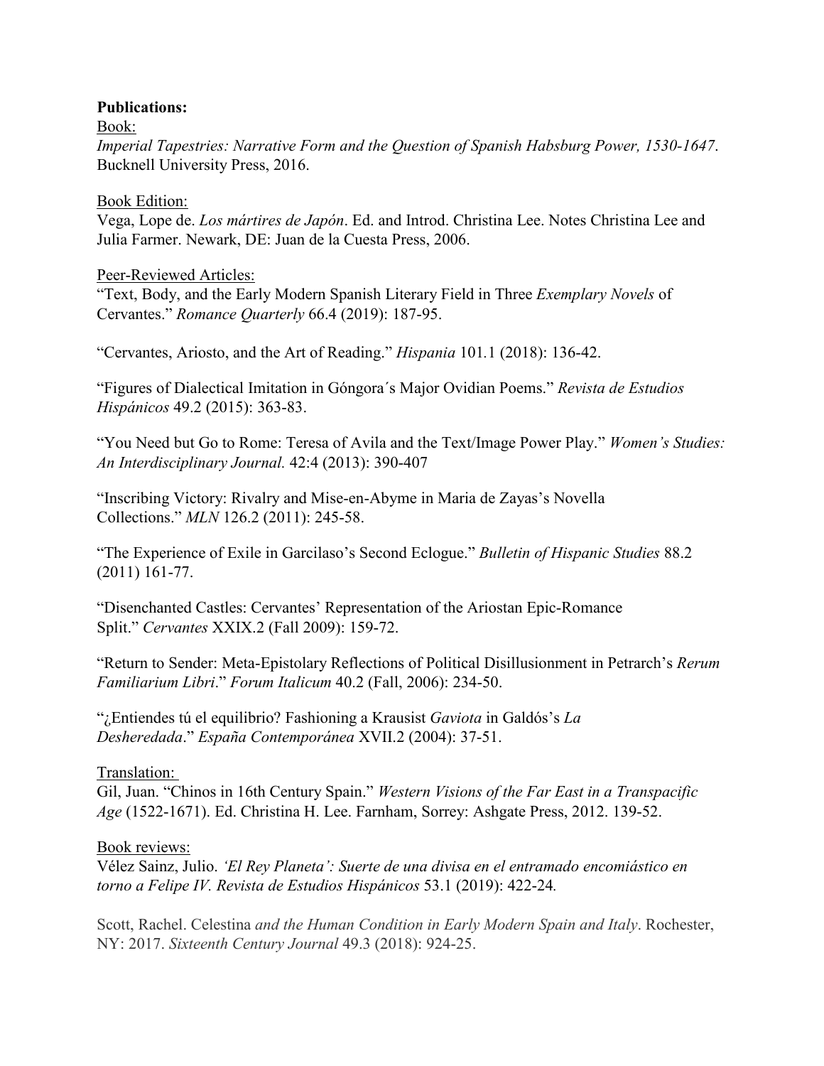**Publications:**

Book:

*Imperial Tapestries: Narrative Form and the Question of Spanish Habsburg Power, 1530-1647*. Bucknell University Press, 2016.

Book Edition:

Vega, Lope de. *Los mártires de Japón*. Ed. and Introd. Christina Lee. Notes Christina Lee and Julia Farmer. Newark, DE: Juan de la Cuesta Press, 2006.

Peer-Reviewed Articles:

"Text, Body, and the Early Modern Spanish Literary Field in Three *Exemplary Novels* of Cervantes." *Romance Quarterly* 66.4 (2019): 187-95.

"Cervantes, Ariosto, and the Art of Reading." *Hispania* 101.1 (2018): 136-42.

"Figures of Dialectical Imitation in Góngora´s Major Ovidian Poems." *Revista de Estudios Hispánicos* 49.2 (2015): 363-83.

"You Need but Go to Rome: Teresa of Avila and the Text/Image Power Play." *Women's Studies: An Interdisciplinary Journal.* 42:4 (2013): 390-407

"Inscribing Victory: Rivalry and Mise-en-Abyme in Maria de Zayas's Novella Collections." *MLN* 126.2 (2011): 245-58.

"The Experience of Exile in Garcilaso's Second Eclogue." *Bulletin of Hispanic Studies* 88.2 (2011) 161-77.

"Disenchanted Castles: Cervantes' Representation of the Ariostan Epic-Romance Split." *Cervantes* XXIX.2 (Fall 2009): 159-72.

"Return to Sender: Meta-Epistolary Reflections of Political Disillusionment in Petrarch's *Rerum Familiarium Libri*." *Forum Italicum* 40.2 (Fall, 2006): 234-50.

"¿Entiendes tú el equilibrio? Fashioning a Krausist *Gaviota* in Galdós's *La Desheredada*." *España Contemporánea* XVII.2 (2004): 37-51.

Translation:

Gil, Juan. "Chinos in 16th Century Spain." *Western Visions of the Far East in a Transpacific Age* (1522-1671). Ed. Christina H. Lee. Farnham, Sorrey: Ashgate Press, 2012. 139-52.

Book reviews:

Vélez Sainz, Julio. *'El Rey Planeta': Suerte de una divisa en el entramado encomiástico en torno a Felipe IV. Revista de Estudios Hispánicos* 53.1 (2019): 422-24*.*

Scott, Rachel. Celestina *and the Human Condition in Early Modern Spain and Italy*. Rochester, NY: 2017. *Sixteenth Century Journal* 49.3 (2018): 924-25.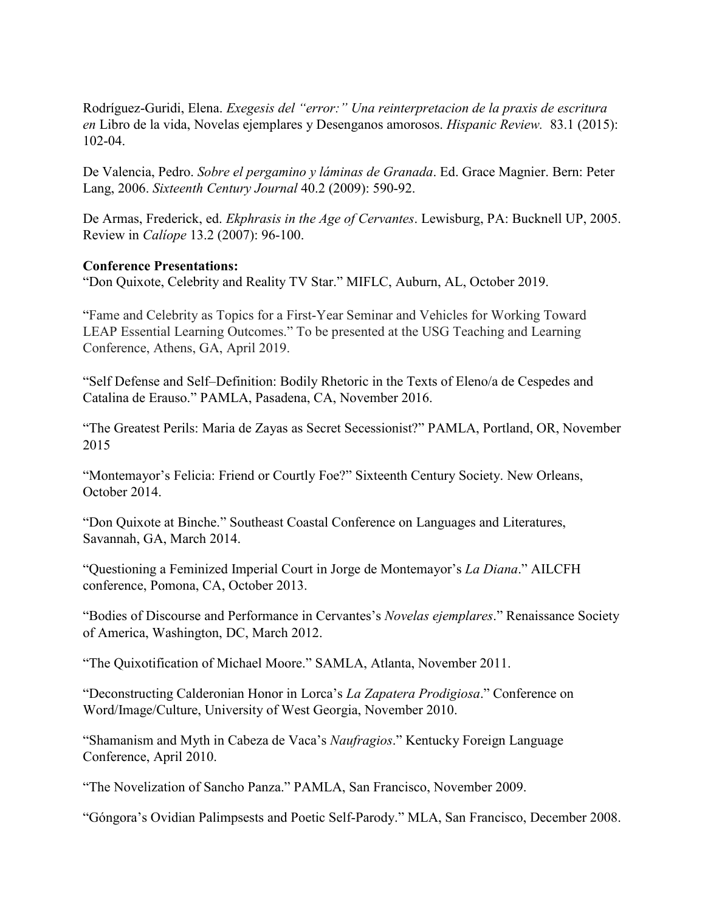Rodríguez-Guridi, Elena. *Exegesis del "error:" Una reinterpretacion de la praxis de escritura en* Libro de la vida, Novelas ejemplares y Desenganos amorosos. *Hispanic Review.* 83.1 (2015): 102-04.

De Valencia, Pedro. *Sobre el pergamino y láminas de Granada*. Ed. Grace Magnier. Bern: Peter Lang, 2006. *Sixteenth Century Journal* 40.2 (2009): 590-92.

De Armas, Frederick, ed. *Ekphrasis in the Age of Cervantes*. Lewisburg, PA: Bucknell UP, 2005. Review in *Calíope* 13.2 (2007): 96-100.

**Conference Presentations:**

"Don Quixote, Celebrity and Reality TV Star." MIFLC, Auburn, AL, October 2019.

"Fame and Celebrity as Topics for a First-Year Seminar and Vehicles for Working Toward LEAP Essential Learning Outcomes." To be presented at the USG Teaching and Learning Conference, Athens, GA, April 2019.

"Self Defense and Self–Definition: Bodily Rhetoric in the Texts of Eleno/a de Cespedes and Catalina de Erauso." PAMLA, Pasadena, CA, November 2016.

"The Greatest Perils: Maria de Zayas as Secret Secessionist?" PAMLA, Portland, OR, November 2015

"Montemayor's Felicia: Friend or Courtly Foe?" Sixteenth Century Society. New Orleans, October 2014.

"Don Quixote at Binche." Southeast Coastal Conference on Languages and Literatures, Savannah, GA, March 2014.

"Questioning a Feminized Imperial Court in Jorge de Montemayor's *La Diana*." AILCFH conference, Pomona, CA, October 2013.

"Bodies of Discourse and Performance in Cervantes's *Novelas ejemplares*." Renaissance Society of America, Washington, DC, March 2012.

"The Quixotification of Michael Moore." SAMLA, Atlanta, November 2011.

"Deconstructing Calderonian Honor in Lorca's *La Zapatera Prodigiosa*." Conference on Word/Image/Culture, University of West Georgia, November 2010.

"Shamanism and Myth in Cabeza de Vaca's *Naufragios*." Kentucky Foreign Language Conference, April 2010.

"The Novelization of Sancho Panza." PAMLA, San Francisco, November 2009.

"Góngora's Ovidian Palimpsests and Poetic Self-Parody." MLA, San Francisco, December 2008.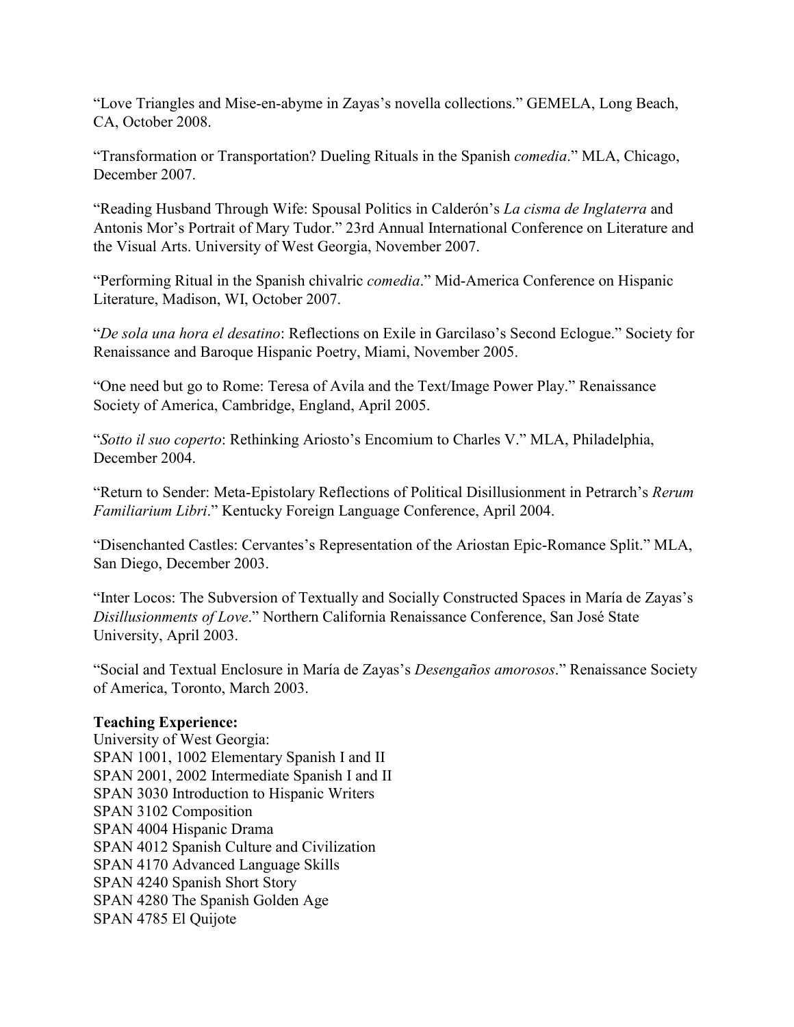“Love Triangles and Mise-en-abyme in Zayas’s novella collections.” GEMELA, Long Beach, CA, October 2008.

“Transformation or Transportation? Dueling Rituals in the Spanish *comedia*.” MLA, Chicago, December 2007.

“Reading Husband Through Wife: Spousal Politics in Calderón’s *La cisma de Inglaterra* and Antonis Mor’s Portrait of Mary Tudor.” 23rd Annual International Conference on Literature and the Visual Arts. University of West Georgia, November 2007.

“Performing Ritual in the Spanish chivalric *comedia*.” Mid-America Conference on Hispanic Literature, Madison, WI, October 2007.

“*De sola una hora el desatino*: Reflections on Exile in Garcilaso’s Second Eclogue.” Society for Renaissance and Baroque Hispanic Poetry, Miami, November 2005.

“One need but go to Rome: Teresa of Avila and the Text/Image Power Play.” Renaissance Society of America, Cambridge, England, April 2005.

“*Sotto il suo coperto*: Rethinking Ariosto’s Encomium to Charles V.” MLA, Philadelphia, December 2004.

“Return to Sender: Meta-Epistolary Reflections of Political Disillusionment in Petrarch’s *Rerum Familiarium Libri*.” Kentucky Foreign Language Conference, April 2004.

“Disenchanted Castles: Cervantes’s Representation of the Ariostan Epic-Romance Split.” MLA, San Diego, December 2003.

“Inter Locos: The Subversion of Textually and Socially Constructed Spaces in María de Zayas’s *Disillusionments of Love*.” Northern California Renaissance Conference, San José State University, April 2003.

“Social and Textual Enclosure in María de Zayas’s *Desengaños amorosos*.” Renaissance Society of America, Toronto, March 2003.

**Teaching Experience:**

University of West Georgia:
SPAN 1001, 1002 Elementary Spanish I and II
SPAN 2001, 2002 Intermediate Spanish I and II
SPAN 3030 Introduction to Hispanic Writers
SPAN 3102 Composition
SPAN 4004 Hispanic Drama
SPAN 4012 Spanish Culture and Civilization
SPAN 4170 Advanced Language Skills
SPAN 4240 Spanish Short Story
SPAN 4280 The Spanish Golden Age
SPAN 4785 El Quijote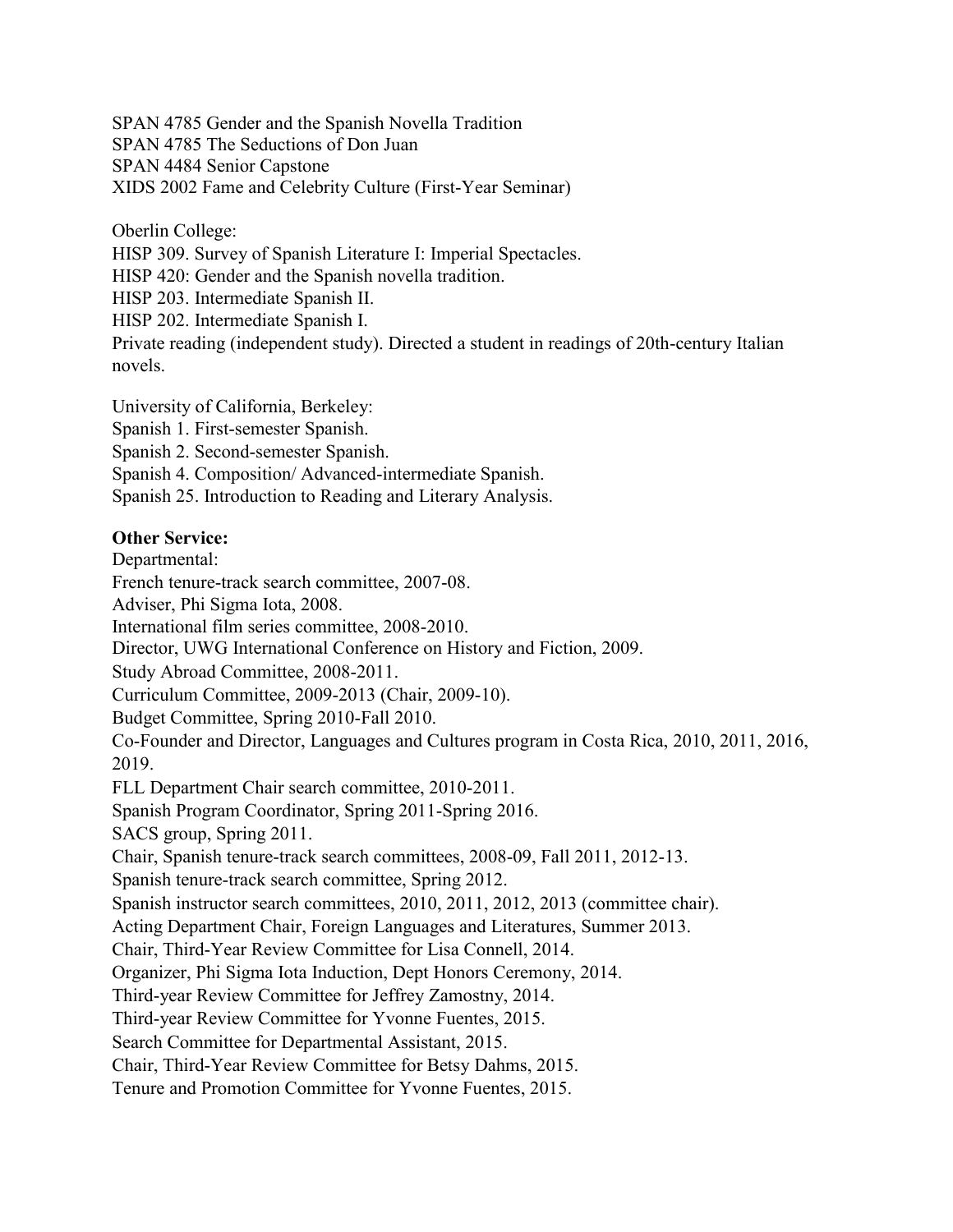SPAN 4785 Gender and the Spanish Novella Tradition
SPAN 4785 The Seductions of Don Juan
SPAN 4484 Senior Capstone
XIDS 2002 Fame and Celebrity Culture (First-Year Seminar)

Oberlin College:
HISP 309. Survey of Spanish Literature I: Imperial Spectacles.
HISP 420: Gender and the Spanish novella tradition.
HISP 203. Intermediate Spanish II.
HISP 202. Intermediate Spanish I.
Private reading (independent study). Directed a student in readings of 20th-century Italian novels.

University of California, Berkeley:
Spanish 1. First-semester Spanish.
Spanish 2. Second-semester Spanish.
Spanish 4. Composition/ Advanced-intermediate Spanish.
Spanish 25. Introduction to Reading and Literary Analysis.

**Other Service:**
Departmental:
French tenure-track search committee, 2007-08.
Adviser, Phi Sigma Iota, 2008.
International film series committee, 2008-2010.
Director, UWG International Conference on History and Fiction, 2009.
Study Abroad Committee, 2008-2011.
Curriculum Committee, 2009-2013 (Chair, 2009-10).
Budget Committee, Spring 2010-Fall 2010.
Co-Founder and Director, Languages and Cultures program in Costa Rica, 2010, 2011, 2016, 2019.
FLL Department Chair search committee, 2010-2011.
Spanish Program Coordinator, Spring 2011-Spring 2016.
SACS group, Spring 2011.
Chair, Spanish tenure-track search committees, 2008-09, Fall 2011, 2012-13.
Spanish tenure-track search committee, Spring 2012.
Spanish instructor search committees, 2010, 2011, 2012, 2013 (committee chair).
Acting Department Chair, Foreign Languages and Literatures, Summer 2013.
Chair, Third-Year Review Committee for Lisa Connell, 2014.
Organizer, Phi Sigma Iota Induction, Dept Honors Ceremony, 2014.
Third-year Review Committee for Jeffrey Zamostny, 2014.
Third-year Review Committee for Yvonne Fuentes, 2015.
Search Committee for Departmental Assistant, 2015.
Chair, Third-Year Review Committee for Betsy Dahms, 2015.
Tenure and Promotion Committee for Yvonne Fuentes, 2015.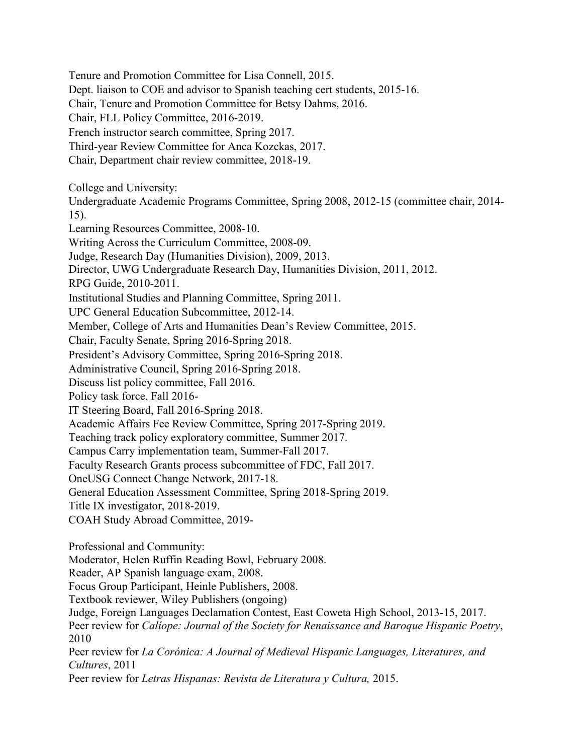Tenure and Promotion Committee for Lisa Connell, 2015.
Dept. liaison to COE and advisor to Spanish teaching cert students, 2015-16.
Chair, Tenure and Promotion Committee for Betsy Dahms, 2016.
Chair, FLL Policy Committee, 2016-2019.
French instructor search committee, Spring 2017.
Third-year Review Committee for Anca Kozckas, 2017.
Chair, Department chair review committee, 2018-19.

College and University:
Undergraduate Academic Programs Committee, Spring 2008, 2012-15 (committee chair, 2014-15).
Learning Resources Committee, 2008-10.
Writing Across the Curriculum Committee, 2008-09.
Judge, Research Day (Humanities Division), 2009, 2013.
Director, UWG Undergraduate Research Day, Humanities Division, 2011, 2012.
RPG Guide, 2010-2011.
Institutional Studies and Planning Committee, Spring 2011.
UPC General Education Subcommittee, 2012-14.
Member, College of Arts and Humanities Dean's Review Committee, 2015.
Chair, Faculty Senate, Spring 2016-Spring 2018.
President's Advisory Committee, Spring 2016-Spring 2018.
Administrative Council, Spring 2016-Spring 2018.
Discuss list policy committee, Fall 2016.
Policy task force, Fall 2016-
IT Steering Board, Fall 2016-Spring 2018.
Academic Affairs Fee Review Committee, Spring 2017-Spring 2019.
Teaching track policy exploratory committee, Summer 2017.
Campus Carry implementation team, Summer-Fall 2017.
Faculty Research Grants process subcommittee of FDC, Fall 2017.
OneUSG Connect Change Network, 2017-18.
General Education Assessment Committee, Spring 2018-Spring 2019.
Title IX investigator, 2018-2019.
COAH Study Abroad Committee, 2019-

Professional and Community:
Moderator, Helen Ruffin Reading Bowl, February 2008.
Reader, AP Spanish language exam, 2008.
Focus Group Participant, Heinle Publishers, 2008.
Textbook reviewer, Wiley Publishers (ongoing)
Judge, Foreign Languages Declamation Contest, East Coweta High School, 2013-15, 2017.
Peer review for *Calíope: Journal of the Society for Renaissance and Baroque Hispanic Poetry*, 2010
Peer review for *La Corónica: A Journal of Medieval Hispanic Languages, Literatures, and Cultures*, 2011
Peer review for *Letras Hispanas: Revista de Literatura y Cultura,* 2015.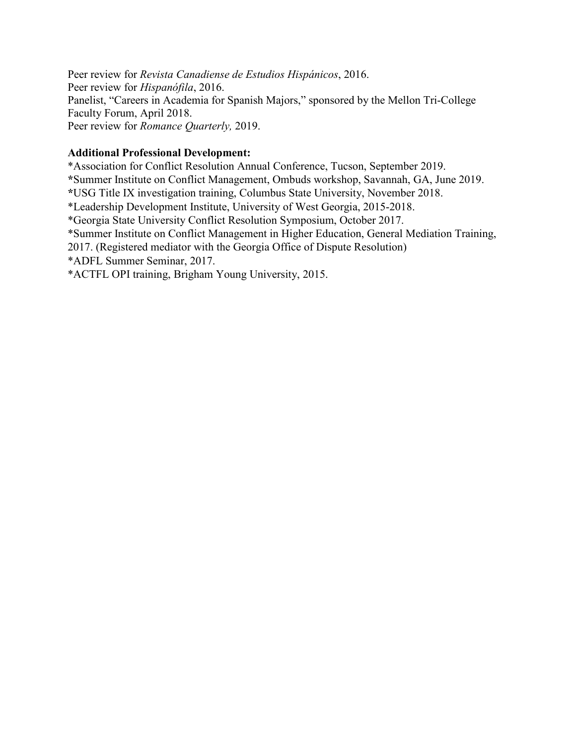Peer review for *Revista Canadiense de Estudios Hispánicos*, 2016.
Peer review for *Hispanófila*, 2016.
Panelist, "Careers in Academia for Spanish Majors," sponsored by the Mellon Tri-College Faculty Forum, April 2018.
Peer review for *Romance Quarterly,* 2019.

**Additional Professional Development:**

*Association for Conflict Resolution Annual Conference, Tucson, September 2019.
*Summer Institute on Conflict Management, Ombuds workshop, Savannah, GA, June 2019.
*USG Title IX investigation training, Columbus State University, November 2018.
*Leadership Development Institute, University of West Georgia, 2015-2018.
*Georgia State University Conflict Resolution Symposium, October 2017.
*Summer Institute on Conflict Management in Higher Education, General Mediation Training, 2017. (Registered mediator with the Georgia Office of Dispute Resolution)
*ADFL Summer Seminar, 2017.
*ACTFL OPI training, Brigham Young University, 2015.